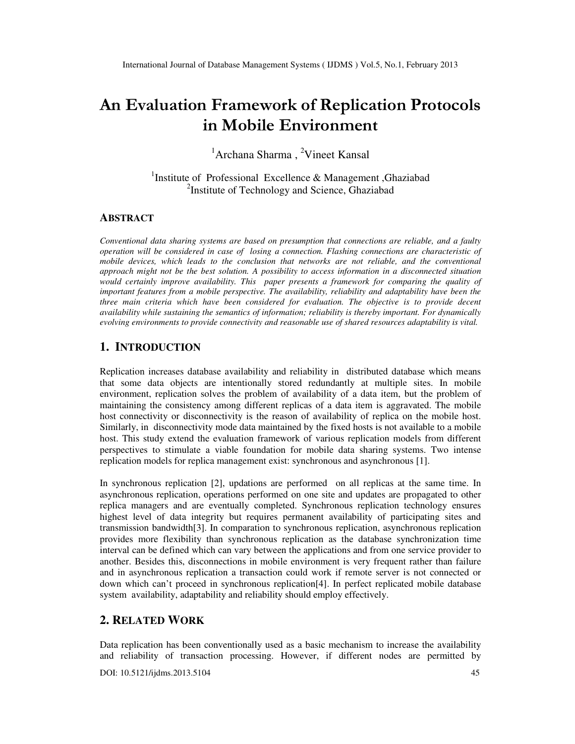# An Evaluation Framework of Replication Protocols in Mobile Environment

[1]Archana Sharma , [2]Vineet Kansal

[1]Institute of Professional Excellence & Management ,Ghaziabad
[2]Institute of Technology and Science, Ghaziabad

## ABSTRACT

*Conventional data sharing systems are based on presumption that connections are reliable, and a faulty operation will be considered in case of losing a connection. Flashing connections are characteristic of mobile devices, which leads to the conclusion that networks are not reliable, and the conventional approach might not be the best solution. A possibility to access information in a disconnected situation would certainly improve availability. This paper presents a framework for comparing the quality of important features from a mobile perspective. The availability, reliability and adaptability have been the three main criteria which have been considered for evaluation. The objective is to provide decent availability while sustaining the semantics of information; reliability is thereby important. For dynamically evolving environments to provide connectivity and reasonable use of shared resources adaptability is vital.*

## 1. INTRODUCTION

Replication increases database availability and reliability in distributed database which means that some data objects are intentionally stored redundantly at multiple sites. In mobile environment, replication solves the problem of availability of a data item, but the problem of maintaining the consistency among different replicas of a data item is aggravated. The mobile host connectivity or disconnectivity is the reason of availability of replica on the mobile host. Similarly, in disconnectivity mode data maintained by the fixed hosts is not available to a mobile host. This study extend the evaluation framework of various replication models from different perspectives to stimulate a viable foundation for mobile data sharing systems. Two intense replication models for replica management exist: synchronous and asynchronous [1].

In synchronous replication [2], updations are performed on all replicas at the same time. In asynchronous replication, operations performed on one site and updates are propagated to other replica managers and are eventually completed. Synchronous replication technology ensures highest level of data integrity but requires permanent availability of participating sites and transmission bandwidth[3]. In comparation to synchronous replication, asynchronous replication provides more flexibility than synchronous replication as the database synchronization time interval can be defined which can vary between the applications and from one service provider to another. Besides this, disconnections in mobile environment is very frequent rather than failure and in asynchronous replication a transaction could work if remote server is not connected or down which can't proceed in synchronous replication[4]. In perfect replicated mobile database system availability, adaptability and reliability should employ effectively.

## 2. RELATED WORK

Data replication has been conventionally used as a basic mechanism to increase the availability and reliability of transaction processing. However, if different nodes are permitted by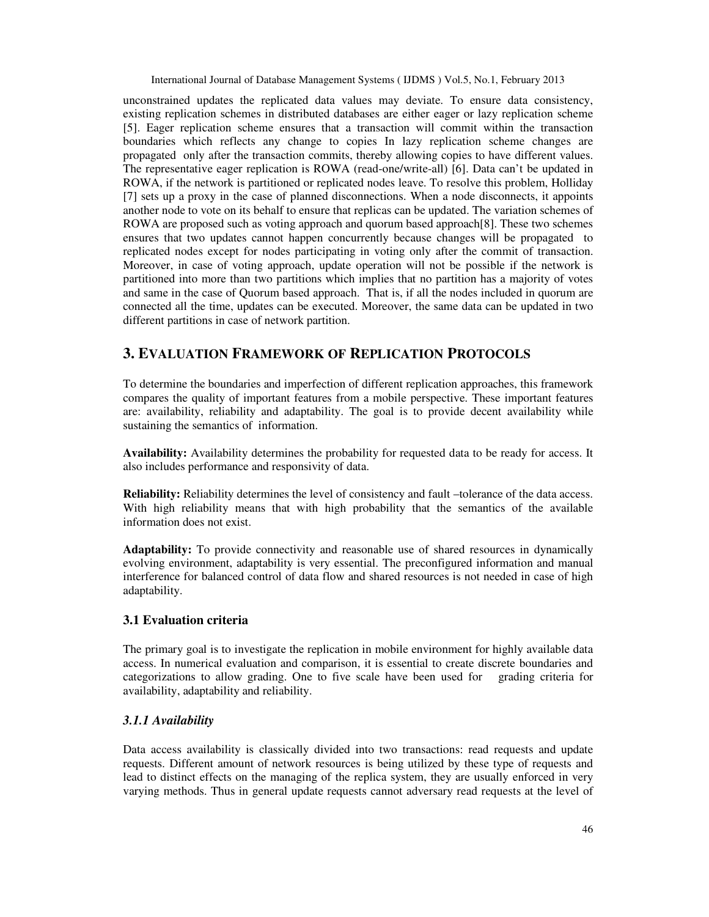unconstrained updates the replicated data values may deviate. To ensure data consistency, existing replication schemes in distributed databases are either eager or lazy replication scheme [5]. Eager replication scheme ensures that a transaction will commit within the transaction boundaries which reflects any change to copies In lazy replication scheme changes are propagated only after the transaction commits, thereby allowing copies to have different values. The representative eager replication is ROWA (read-one/write-all) [6]. Data can't be updated in ROWA, if the network is partitioned or replicated nodes leave. To resolve this problem, Holliday [7] sets up a proxy in the case of planned disconnections. When a node disconnects, it appoints another node to vote on its behalf to ensure that replicas can be updated. The variation schemes of ROWA are proposed such as voting approach and quorum based approach[8]. These two schemes ensures that two updates cannot happen concurrently because changes will be propagated to replicated nodes except for nodes participating in voting only after the commit of transaction. Moreover, in case of voting approach, update operation will not be possible if the network is partitioned into more than two partitions which implies that no partition has a majority of votes and same in the case of Quorum based approach. That is, if all the nodes included in quorum are connected all the time, updates can be executed. Moreover, the same data can be updated in two different partitions in case of network partition.

## 3. EVALUATION FRAMEWORK OF REPLICATION PROTOCOLS

To determine the boundaries and imperfection of different replication approaches, this framework compares the quality of important features from a mobile perspective. These important features are: availability, reliability and adaptability. The goal is to provide decent availability while sustaining the semantics of information.

**Availability:** Availability determines the probability for requested data to be ready for access. It also includes performance and responsivity of data.

**Reliability:** Reliability determines the level of consistency and fault –tolerance of the data access. With high reliability means that with high probability that the semantics of the available information does not exist.

**Adaptability:** To provide connectivity and reasonable use of shared resources in dynamically evolving environment, adaptability is very essential. The preconfigured information and manual interference for balanced control of data flow and shared resources is not needed in case of high adaptability.

### 3.1 Evaluation criteria

The primary goal is to investigate the replication in mobile environment for highly available data access. In numerical evaluation and comparison, it is essential to create discrete boundaries and categorizations to allow grading. One to five scale have been used for grading criteria for availability, adaptability and reliability.

#### *3.1.1 Availability*

Data access availability is classically divided into two transactions: read requests and update requests. Different amount of network resources is being utilized by these type of requests and lead to distinct effects on the managing of the replica system, they are usually enforced in very varying methods. Thus in general update requests cannot adversary read requests at the level of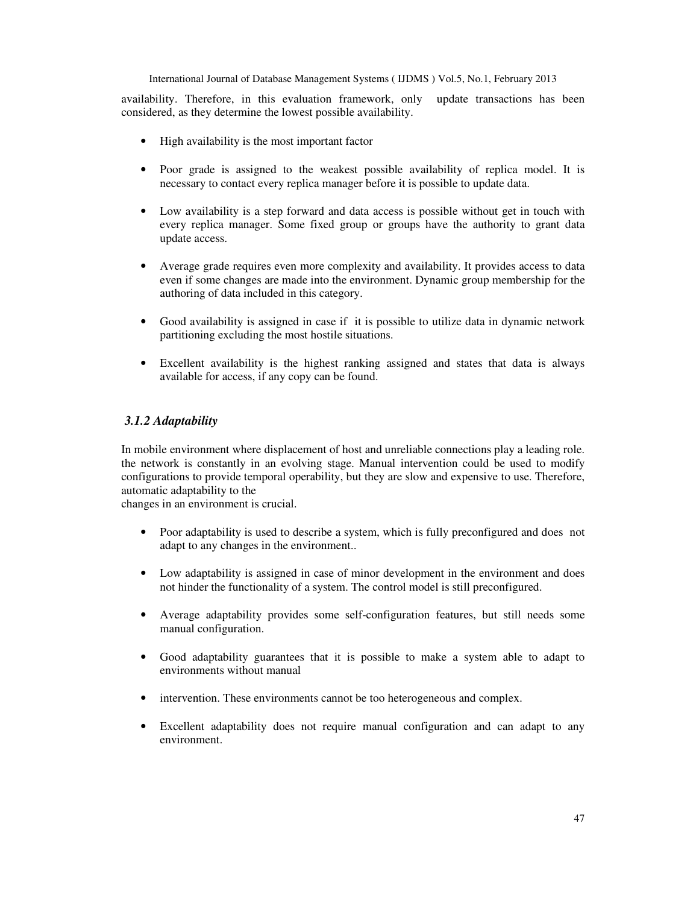availability. Therefore, in this evaluation framework, only update transactions has been considered, as they determine the lowest possible availability.

- High availability is the most important factor
- Poor grade is assigned to the weakest possible availability of replica model. It is necessary to contact every replica manager before it is possible to update data.
- Low availability is a step forward and data access is possible without get in touch with every replica manager. Some fixed group or groups have the authority to grant data update access.
- Average grade requires even more complexity and availability. It provides access to data even if some changes are made into the environment. Dynamic group membership for the authoring of data included in this category.
- Good availability is assigned in case if it is possible to utilize data in dynamic network partitioning excluding the most hostile situations.
- Excellent availability is the highest ranking assigned and states that data is always available for access, if any copy can be found.

### *3.1.2 Adaptability*

In mobile environment where displacement of host and unreliable connections play a leading role. the network is constantly in an evolving stage. Manual intervention could be used to modify configurations to provide temporal operability, but they are slow and expensive to use. Therefore, automatic adaptability to the
changes in an environment is crucial.

- Poor adaptability is used to describe a system, which is fully preconfigured and does not adapt to any changes in the environment..
- Low adaptability is assigned in case of minor development in the environment and does not hinder the functionality of a system. The control model is still preconfigured.
- Average adaptability provides some self-configuration features, but still needs some manual configuration.
- Good adaptability guarantees that it is possible to make a system able to adapt to environments without manual
- intervention. These environments cannot be too heterogeneous and complex.
- Excellent adaptability does not require manual configuration and can adapt to any environment.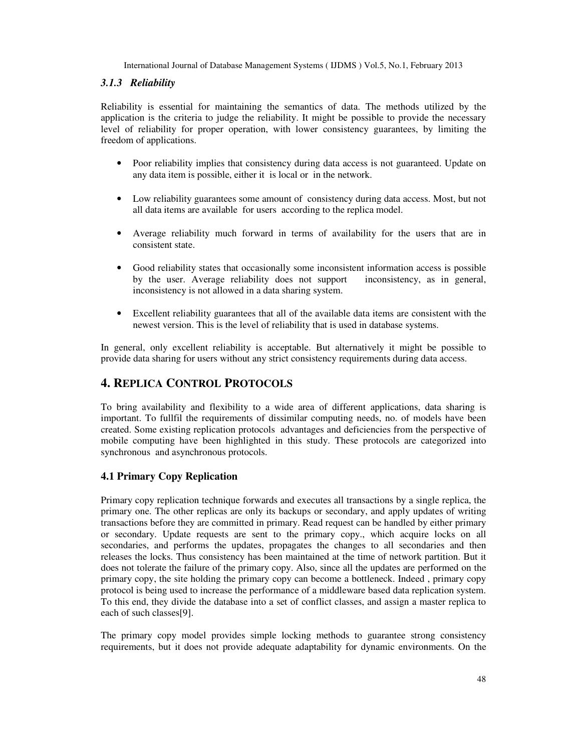### *3.1.3 Reliability*

Reliability is essential for maintaining the semantics of data. The methods utilized by the application is the criteria to judge the reliability. It might be possible to provide the necessary level of reliability for proper operation, with lower consistency guarantees, by limiting the freedom of applications.

- Poor reliability implies that consistency during data access is not guaranteed. Update on any data item is possible, either it is local or in the network.
- Low reliability guarantees some amount of consistency during data access. Most, but not all data items are available for users according to the replica model.
- Average reliability much forward in terms of availability for the users that are in consistent state.
- Good reliability states that occasionally some inconsistent information access is possible by the user. Average reliability does not support inconsistency, as in general, inconsistency is not allowed in a data sharing system.
- Excellent reliability guarantees that all of the available data items are consistent with the newest version. This is the level of reliability that is used in database systems.

In general, only excellent reliability is acceptable. But alternatively it might be possible to provide data sharing for users without any strict consistency requirements during data access.

## 4. Replica Control Protocols

To bring availability and flexibility to a wide area of different applications, data sharing is important. To fullfil the requirements of dissimilar computing needs, no. of models have been created. Some existing replication protocols advantages and deficiencies from the perspective of mobile computing have been highlighted in this study. These protocols are categorized into synchronous and asynchronous protocols.

### 4.1 Primary Copy Replication

Primary copy replication technique forwards and executes all transactions by a single replica, the primary one. The other replicas are only its backups or secondary, and apply updates of writing transactions before they are committed in primary. Read request can be handled by either primary or secondary. Update requests are sent to the primary copy., which acquire locks on all secondaries, and performs the updates, propagates the changes to all secondaries and then releases the locks. Thus consistency has been maintained at the time of network partition. But it does not tolerate the failure of the primary copy. Also, since all the updates are performed on the primary copy, the site holding the primary copy can become a bottleneck. Indeed , primary copy protocol is being used to increase the performance of a middleware based data replication system. To this end, they divide the database into a set of conflict classes, and assign a master replica to each of such classes[9].

The primary copy model provides simple locking methods to guarantee strong consistency requirements, but it does not provide adequate adaptability for dynamic environments. On the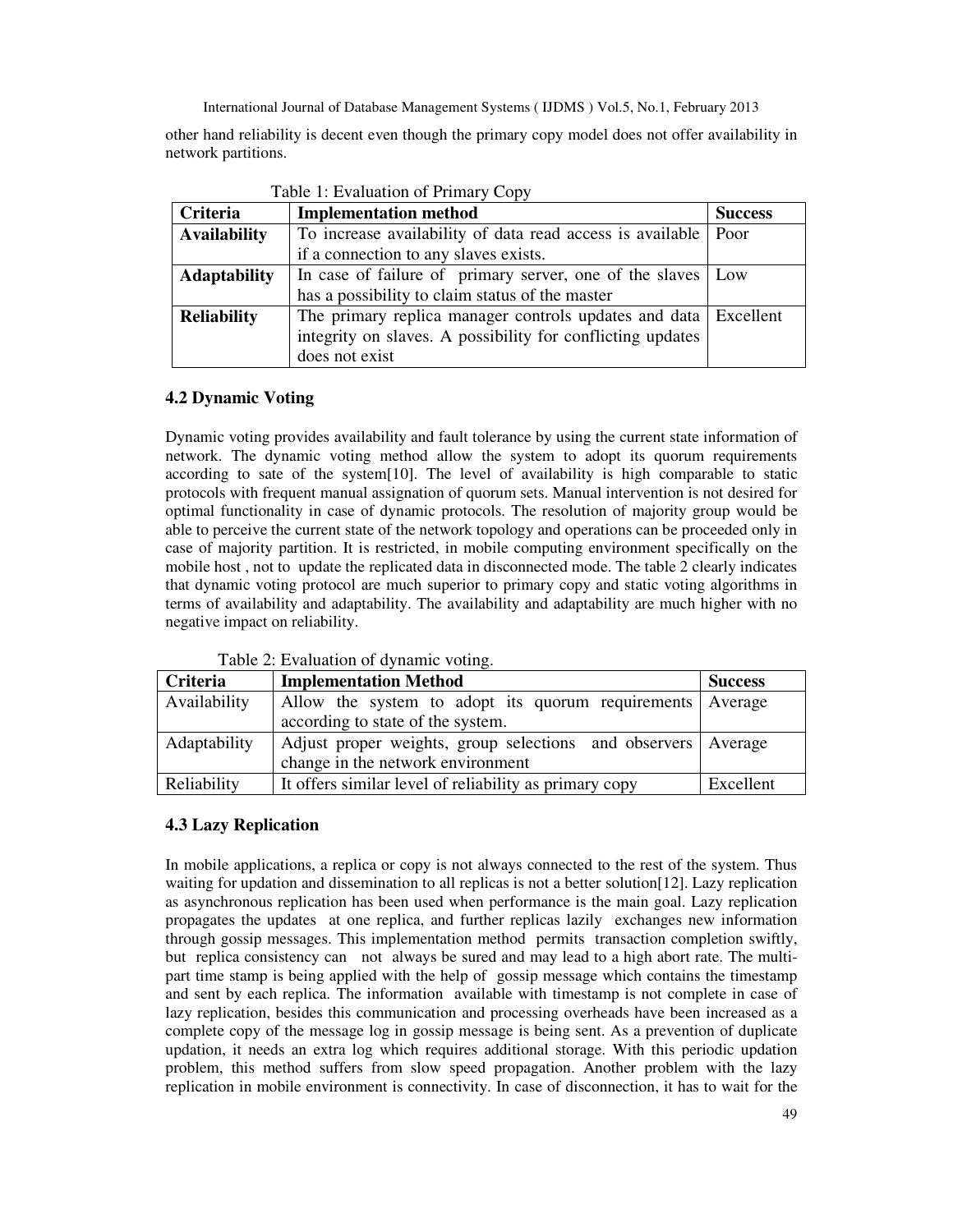other hand reliability is decent even though the primary copy model does not offer availability in network partitions.

Table 1: Evaluation of Primary Copy

| Criteria | Implementation method | Success |
|---|---|---|
| **Availability** | To increase availability of data read access is available if a connection to any slaves exists. | Poor |
| **Adaptability** | In case of failure of primary server, one of the slaves has a possibility to claim status of the master | Low |
| **Reliability** | The primary replica manager controls updates and data integrity on slaves. A possibility for conflicting updates does not exist | Excellent |

### 4.2 Dynamic Voting

Dynamic voting provides availability and fault tolerance by using the current state information of network. The dynamic voting method allow the system to adopt its quorum requirements according to sate of the system[10]. The level of availability is high comparable to static protocols with frequent manual assignation of quorum sets. Manual intervention is not desired for optimal functionality in case of dynamic protocols. The resolution of majority group would be able to perceive the current state of the network topology and operations can be proceeded only in case of majority partition. It is restricted, in mobile computing environment specifically on the mobile host , not to update the replicated data in disconnected mode. The table 2 clearly indicates that dynamic voting protocol are much superior to primary copy and static voting algorithms in terms of availability and adaptability. The availability and adaptability are much higher with no negative impact on reliability.

Table 2: Evaluation of dynamic voting.

| Criteria | Implementation Method | Success |
|---|---|---|
| Availability | Allow the system to adopt its quorum requirements according to state of the system. | Average |
| Adaptability | Adjust proper weights, group selections and observers change in the network environment | Average |
| Reliability | It offers similar level of reliability as primary copy | Excellent |

### 4.3 Lazy Replication

In mobile applications, a replica or copy is not always connected to the rest of the system. Thus waiting for updation and dissemination to all replicas is not a better solution[12]. Lazy replication as asynchronous replication has been used when performance is the main goal. Lazy replication propagates the updates at one replica, and further replicas lazily exchanges new information through gossip messages. This implementation method permits transaction completion swiftly, but replica consistency can not always be sured and may lead to a high abort rate. The multi-part time stamp is being applied with the help of gossip message which contains the timestamp and sent by each replica. The information available with timestamp is not complete in case of lazy replication, besides this communication and processing overheads have been increased as a complete copy of the message log in gossip message is being sent. As a prevention of duplicate updation, it needs an extra log which requires additional storage. With this periodic updation problem, this method suffers from slow speed propagation. Another problem with the lazy replication in mobile environment is connectivity. In case of disconnection, it has to wait for the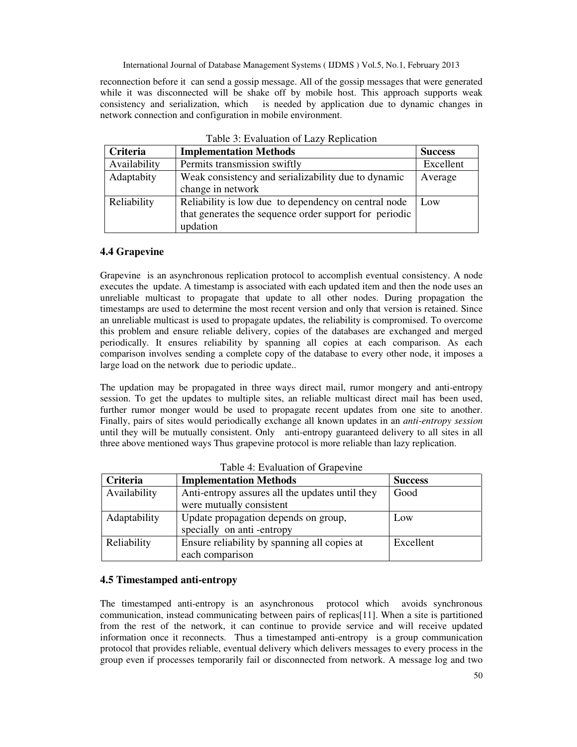reconnection before it can send a gossip message. All of the gossip messages that were generated while it was disconnected will be shake off by mobile host. This approach supports weak consistency and serialization, which is needed by application due to dynamic changes in network connection and configuration in mobile environment.

Table 3: Evaluation of Lazy Replication

| Criteria | Implementation Methods | Success |
|---|---|---|
| Availability | Permits transmission swiftly | Excellent |
| Adaptabity | Weak consistency and serializability due to dynamic change in network | Average |
| Reliability | Reliability is low due to dependency on central node that generates the sequence order support for periodic updation | Low |

### 4.4 Grapevine

Grapevine is an asynchronous replication protocol to accomplish eventual consistency. A node executes the update. A timestamp is associated with each updated item and then the node uses an unreliable multicast to propagate that update to all other nodes. During propagation the timestamps are used to determine the most recent version and only that version is retained. Since an unreliable multicast is used to propagate updates, the reliability is compromised. To overcome this problem and ensure reliable delivery, copies of the databases are exchanged and merged periodically. It ensures reliability by spanning all copies at each comparison. As each comparison involves sending a complete copy of the database to every other node, it imposes a large load on the network due to periodic update..

The updation may be propagated in three ways direct mail, rumor mongery and anti-entropy session. To get the updates to multiple sites, an reliable multicast direct mail has been used, further rumor monger would be used to propagate recent updates from one site to another. Finally, pairs of sites would periodically exchange all known updates in an *anti-entropy session* until they will be mutually consistent. Only anti-entropy guaranteed delivery to all sites in all three above mentioned ways Thus grapevine protocol is more reliable than lazy replication.

Table 4: Evaluation of Grapevine

| Criteria | Implementation Methods | Success |
|---|---|---|
| Availability | Anti-entropy assures all the updates until they were mutually consistent | Good |
| Adaptability | Update propagation depends on group, specially on anti -entropy | Low |
| Reliability | Ensure reliability by spanning all copies at each comparison | Excellent |

### 4.5 Timestamped anti-entropy

The timestamped anti-entropy is an asynchronous protocol which avoids synchronous communication, instead communicating between pairs of replicas[11]. When a site is partitioned from the rest of the network, it can continue to provide service and will receive updated information once it reconnects. Thus a timestamped anti-entropy is a group communication protocol that provides reliable, eventual delivery which delivers messages to every process in the group even if processes temporarily fail or disconnected from network. A message log and two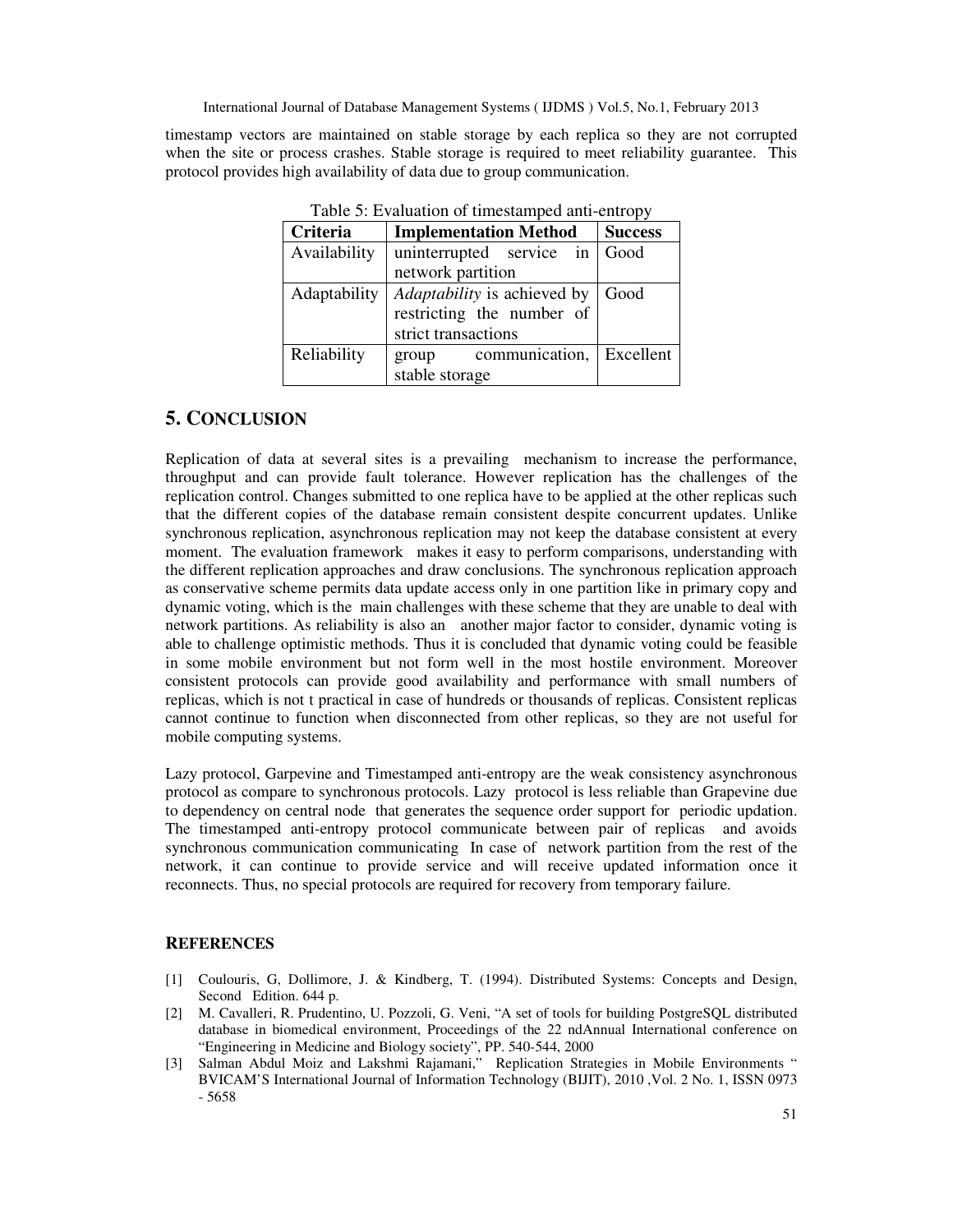timestamp vectors are maintained on stable storage by each replica so they are not corrupted when the site or process crashes. Stable storage is required to meet reliability guarantee. This protocol provides high availability of data due to group communication.

Table 5: Evaluation of timestamped anti-entropy

| Criteria | Implementation Method | Success |
|---|---|---|
| Availability | uninterrupted service in network partition | Good |
| Adaptability | *Adaptability* is achieved by restricting the number of strict transactions | Good |
| Reliability | group communication, stable storage | Excellent |

## 5. CONCLUSION

Replication of data at several sites is a prevailing mechanism to increase the performance, throughput and can provide fault tolerance. However replication has the challenges of the replication control. Changes submitted to one replica have to be applied at the other replicas such that the different copies of the database remain consistent despite concurrent updates. Unlike synchronous replication, asynchronous replication may not keep the database consistent at every moment. The evaluation framework makes it easy to perform comparisons, understanding with the different replication approaches and draw conclusions. The synchronous replication approach as conservative scheme permits data update access only in one partition like in primary copy and dynamic voting, which is the main challenges with these scheme that they are unable to deal with network partitions. As reliability is also an another major factor to consider, dynamic voting is able to challenge optimistic methods. Thus it is concluded that dynamic voting could be feasible in some mobile environment but not form well in the most hostile environment. Moreover consistent protocols can provide good availability and performance with small numbers of replicas, which is not t practical in case of hundreds or thousands of replicas. Consistent replicas cannot continue to function when disconnected from other replicas, so they are not useful for mobile computing systems.

Lazy protocol, Garpevine and Timestamped anti-entropy are the weak consistency asynchronous protocol as compare to synchronous protocols. Lazy protocol is less reliable than Grapevine due to dependency on central node that generates the sequence order support for periodic updation. The timestamped anti-entropy protocol communicate between pair of replicas and avoids synchronous communication communicating In case of network partition from the rest of the network, it can continue to provide service and will receive updated information once it reconnects. Thus, no special protocols are required for recovery from temporary failure.

## REFERENCES

[1] Coulouris, G, Dollimore, J. & Kindberg, T. (1994). Distributed Systems: Concepts and Design, Second Edition. 644 p.

[2] M. Cavalleri, R. Prudentino, U. Pozzoli, G. Veni, "A set of tools for building PostgreSQL distributed database in biomedical environment, Proceedings of the 22 ndAnnual International conference on "Engineering in Medicine and Biology society", PP. 540-544, 2000

[3] Salman Abdul Moiz and Lakshmi Rajamani," Replication Strategies in Mobile Environments " BVICAM'S International Journal of Information Technology (BIJIT), 2010 ,Vol. 2 No. 1, ISSN 0973 - 5658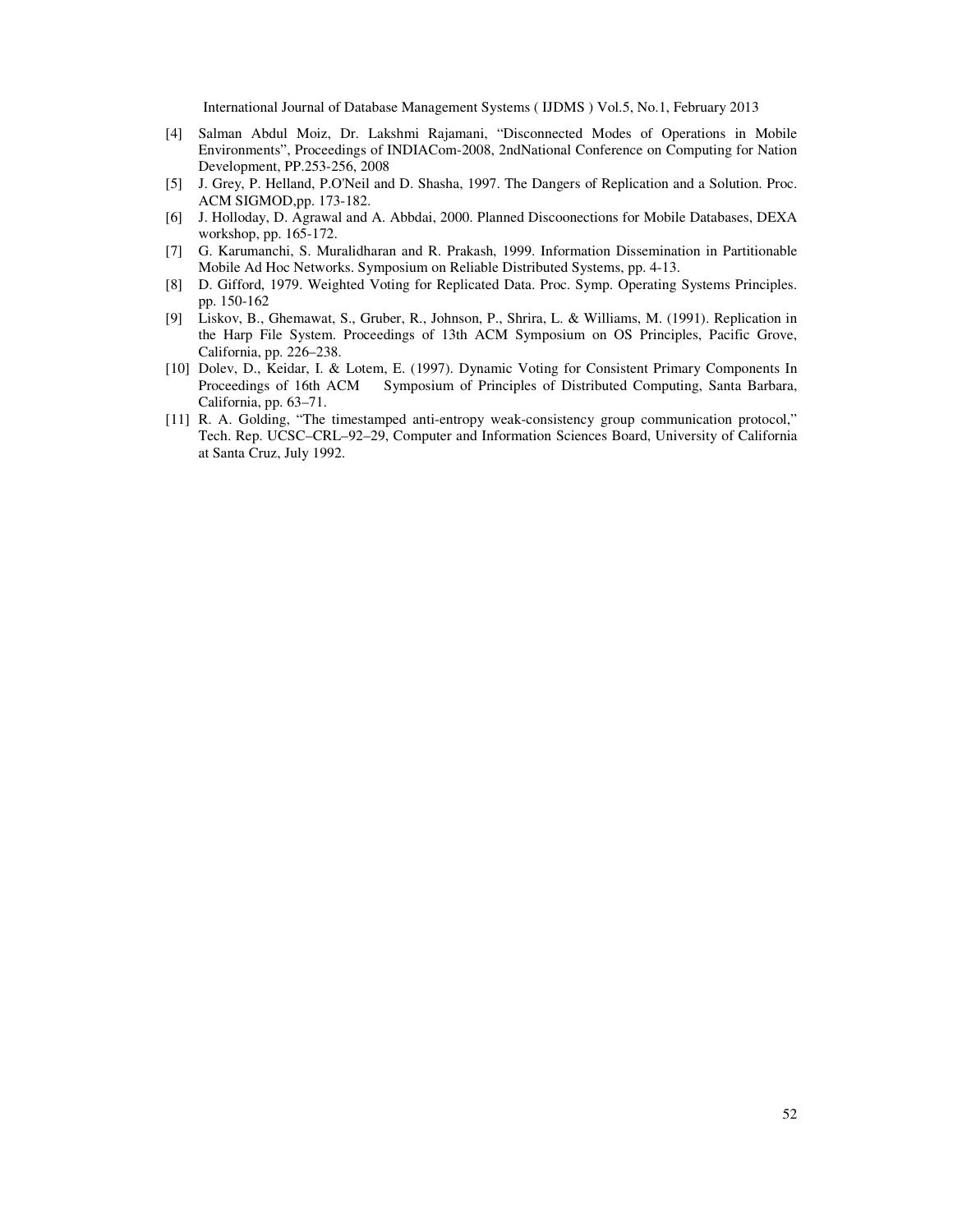[4] Salman Abdul Moiz, Dr. Lakshmi Rajamani, "Disconnected Modes of Operations in Mobile Environments", Proceedings of INDIACom-2008, 2ndNational Conference on Computing for Nation Development, PP.253-256, 2008

[5] J. Grey, P. Helland, P.O'Neil and D. Shasha, 1997. The Dangers of Replication and a Solution. Proc. ACM SIGMOD,pp. 173-182.

[6] J. Holloday, D. Agrawal and A. Abbdai, 2000. Planned Discoonections for Mobile Databases, DEXA workshop, pp. 165-172.

[7] G. Karumanchi, S. Muralidharan and R. Prakash, 1999. Information Dissemination in Partitionable Mobile Ad Hoc Networks. Symposium on Reliable Distributed Systems, pp. 4-13.

[8] D. Gifford, 1979. Weighted Voting for Replicated Data. Proc. Symp. Operating Systems Principles. pp. 150-162

[9] Liskov, B., Ghemawat, S., Gruber, R., Johnson, P., Shrira, L. & Williams, M. (1991). Replication in the Harp File System. Proceedings of 13th ACM Symposium on OS Principles, Pacific Grove, California, pp. 226–238.

[10] Dolev, D., Keidar, I. & Lotem, E. (1997). Dynamic Voting for Consistent Primary Components In Proceedings of 16th ACM Symposium of Principles of Distributed Computing, Santa Barbara, California, pp. 63–71.

[11] R. A. Golding, "The timestamped anti-entropy weak-consistency group communication protocol," Tech. Rep. UCSC–CRL–92–29, Computer and Information Sciences Board, University of California at Santa Cruz, July 1992.